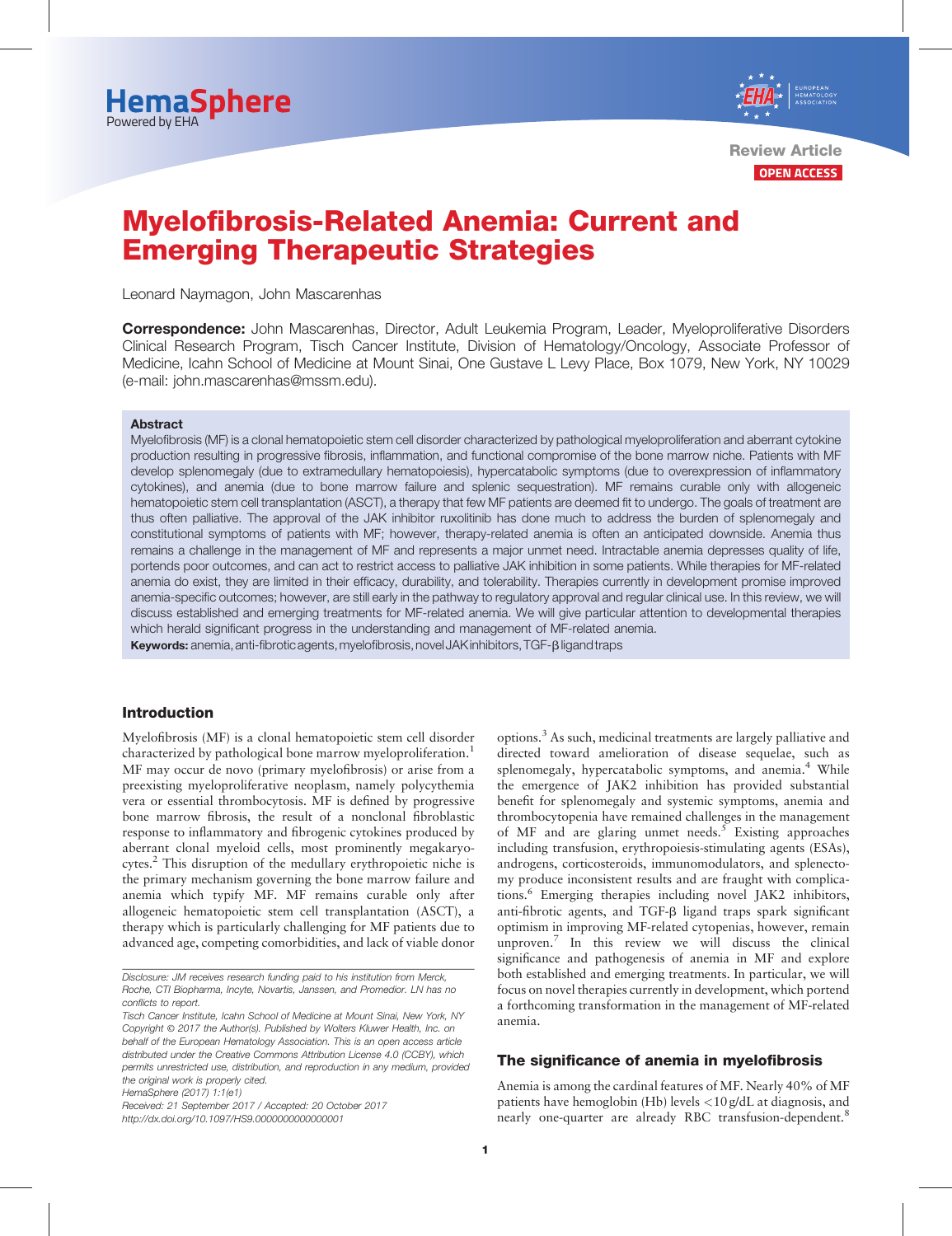Review Article

OPEN ACCESS

# Myelofibrosis-Related Anemia: Current and Emerging Therapeutic Strategies

Leonard Naymagon, John Mascarenhas

**Correspondence:** John Mascarenhas, Director, Adult Leukemia Program, Leader, Myeloproliferative Disorders Clinical Research Program, Tisch Cancer Institute, Division of Hematology/Oncology, Associate Professor of Medicine, Icahn School of Medicine at Mount Sinai, One Gustave L Levy Place, Box 1079, New York, NY 10029 (e-mail: john.mascarenhas@mssm.edu).

### Abstract

Myelofibrosis (MF) is a clonal hematopoietic stem cell disorder characterized by pathological myeloproliferation and aberrant cytokine production resulting in progressive fibrosis, inflammation, and functional compromise of the bone marrow niche. Patients with MF develop splenomegaly (due to extramedullary hematopoiesis), hypercatabolic symptoms (due to overexpression of inflammatory cytokines), and anemia (due to bone marrow failure and splenic sequestration). MF remains curable only with allogeneic hematopoietic stem cell transplantation (ASCT), a therapy that few MF patients are deemed fit to undergo. The goals of treatment are thus often palliative. The approval of the JAK inhibitor ruxolitinib has done much to address the burden of splenomegaly and constitutional symptoms of patients with MF; however, therapy-related anemia is often an anticipated downside. Anemia thus remains a challenge in the management of MF and represents a major unmet need. Intractable anemia depresses quality of life, portends poor outcomes, and can act to restrict access to palliative JAK inhibition in some patients. While therapies for MF-related anemia do exist, they are limited in their efficacy, durability, and tolerability. Therapies currently in development promise improved anemia-specific outcomes; however, are still early in the pathway to regulatory approval and regular clinical use. In this review, we will discuss established and emerging treatments for MF-related anemia. We will give particular attention to developmental therapies which herald significant progress in the understanding and management of MF-related anemia.

**Keywords:** anemia, anti-fibrotic agents, myelofibrosis, novel JAK inhibitors, TGF-β ligand traps

## Introduction

Myelofibrosis (MF) is a clonal hematopoietic stem cell disorder characterized by pathological bone marrow myeloproliferation.[1] MF may occur de novo (primary myelofibrosis) or arise from a preexisting myeloproliferative neoplasm, namely polycythemia vera or essential thrombocytosis. MF is defined by progressive bone marrow fibrosis, the result of a nonclonal fibroblastic response to inflammatory and fibrogenic cytokines produced by aberrant clonal myeloid cells, most prominently megakaryocytes.[2] This disruption of the medullary erythropoietic niche is the primary mechanism governing the bone marrow failure and anemia which typify MF. MF remains curable only after allogeneic hematopoietic stem cell transplantation (ASCT), a therapy which is particularly challenging for MF patients due to advanced age, competing comorbidities, and lack of viable donor options.[3] As such, medicinal treatments are largely palliative and directed toward amelioration of disease sequelae, such as splenomegaly, hypercatabolic symptoms, and anemia.[4] While the emergence of JAK2 inhibition has provided substantial benefit for splenomegaly and systemic symptoms, anemia and thrombocytopenia have remained challenges in the management of MF and are glaring unmet needs.[5] Existing approaches including transfusion, erythropoiesis-stimulating agents (ESAs), androgens, corticosteroids, immunomodulators, and splenectomy produce inconsistent results and are fraught with complications.[6] Emerging therapies including novel JAK2 inhibitors, anti-fibrotic agents, and TGF-β ligand traps spark significant optimism in improving MF-related cytopenias, however, remain unproven.[7] In this review we will discuss the clinical significance and pathogenesis of anemia in MF and explore both established and emerging treatments. In particular, we will focus on novel therapies currently in development, which portend a forthcoming transformation in the management of MF-related anemia.

## The significance of anemia in myelofibrosis

Anemia is among the cardinal features of MF. Nearly 40% of MF patients have hemoglobin (Hb) levels <10 g/dL at diagnosis, and nearly one-quarter are already RBC transfusion-dependent.[8]

*Disclosure: JM receives research funding paid to his institution from Merck, Roche, CTI Biopharma, Incyte, Novartis, Janssen, and Promedior. LN has no conflicts to report.*

*Tisch Cancer Institute, Icahn School of Medicine at Mount Sinai, New York, NY*

*Copyright © 2017 the Author(s). Published by Wolters Kluwer Health, Inc. on behalf of the European Hematology Association. This is an open access article distributed under the Creative Commons Attribution License 4.0 (CCBY), which permits unrestricted use, distribution, and reproduction in any medium, provided the original work is properly cited.*

*HemaSphere (2017) 1:1(e1)*

*Received: 21 September 2017 / Accepted: 20 October 2017*

*http://dx.doi.org/10.1097/HS9.0000000000000001*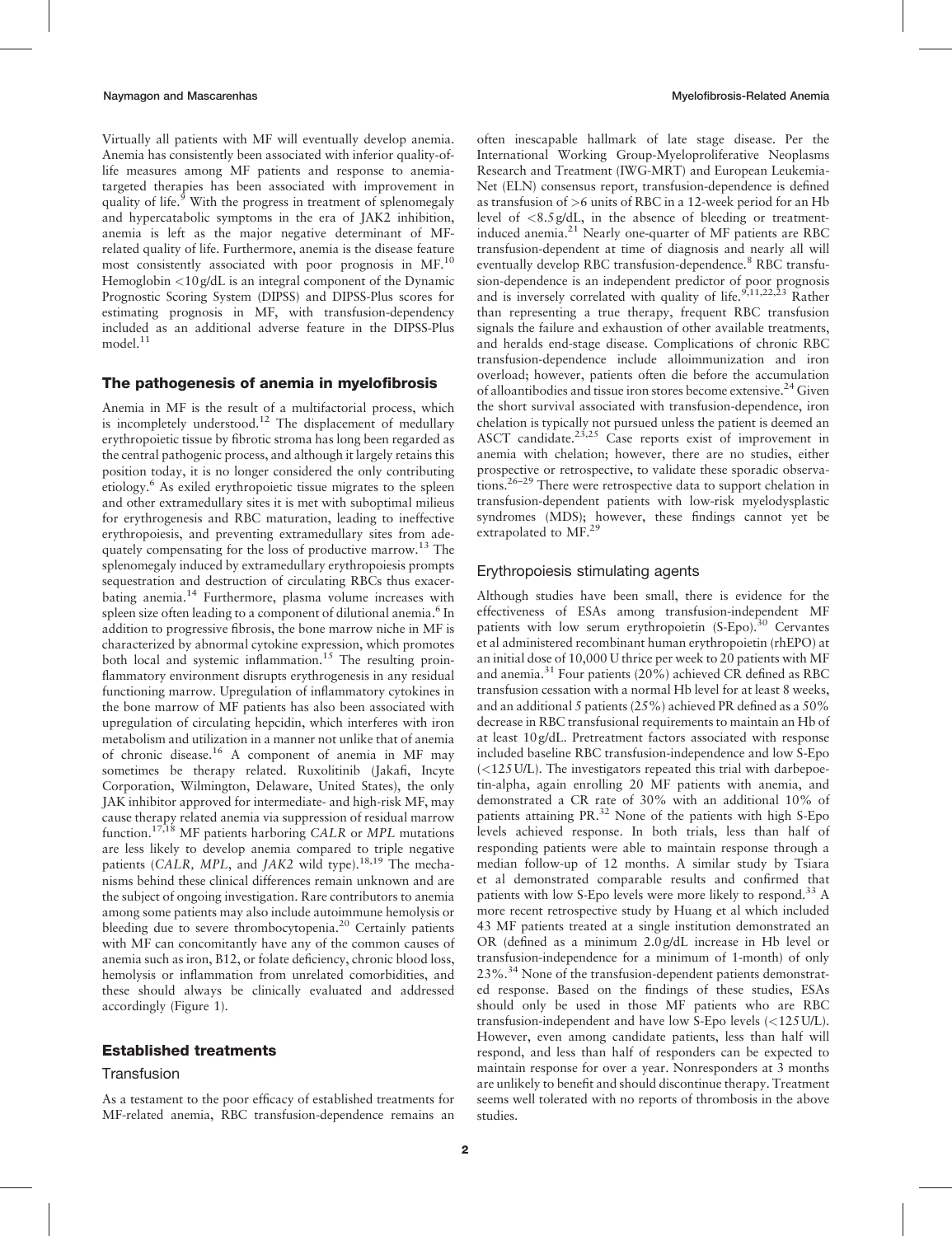Virtually all patients with MF will eventually develop anemia. Anemia has consistently been associated with inferior quality-of-life measures among MF patients and response to anemia-targeted therapies has been associated with improvement in quality of life.[9] With the progress in treatment of splenomegaly and hypercatabolic symptoms in the era of JAK2 inhibition, anemia is left as the major negative determinant of MF-related quality of life. Furthermore, anemia is the disease feature most consistently associated with poor prognosis in MF.[10] Hemoglobin <10 g/dL is an integral component of the Dynamic Prognostic Scoring System (DIPSS) and DIPSS-Plus scores for estimating prognosis in MF, with transfusion-dependency included as an additional adverse feature in the DIPSS-Plus model.[11]

## The pathogenesis of anemia in myelofibrosis

Anemia in MF is the result of a multifactorial process, which is incompletely understood.[12] The displacement of medullary erythropoietic tissue by fibrotic stroma has long been regarded as the central pathogenic process, and although it largely retains this position today, it is no longer considered the only contributing etiology.[6] As exiled erythropoietic tissue migrates to the spleen and other extramedullary sites it is met with suboptimal milieus for erythrogenesis and RBC maturation, leading to ineffective erythropoiesis, and preventing extramedullary sites from adequately compensating for the loss of productive marrow.[13] The splenomegaly induced by extramedullary erythropoiesis prompts sequestration and destruction of circulating RBCs thus exacerbating anemia.[14] Furthermore, plasma volume increases with spleen size often leading to a component of dilutional anemia.[6] In addition to progressive fibrosis, the bone marrow niche in MF is characterized by abnormal cytokine expression, which promotes both local and systemic inflammation.[15] The resulting proinflammatory environment disrupts erythrogenesis in any residual functioning marrow. Upregulation of inflammatory cytokines in the bone marrow of MF patients has also been associated with upregulation of circulating hepcidin, which interferes with iron metabolism and utilization in a manner not unlike that of anemia of chronic disease.[16] A component of anemia in MF may sometimes be therapy related. Ruxolitinib (Jakafi, Incyte Corporation, Wilmington, Delaware, United States), the only JAK inhibitor approved for intermediate- and high-risk MF, may cause therapy related anemia via suppression of residual marrow function.[17,18] MF patients harboring *CALR* or *MPL* mutations are less likely to develop anemia compared to triple negative patients (*CALR, MPL*, and *JAK2* wild type).[18,19] The mechanisms behind these clinical differences remain unknown and are the subject of ongoing investigation. Rare contributors to anemia among some patients may also include autoimmune hemolysis or bleeding due to severe thrombocytopenia.[20] Certainly patients with MF can concomitantly have any of the common causes of anemia such as iron, B12, or folate deficiency, chronic blood loss, hemolysis or inflammation from unrelated comorbidities, and these should always be clinically evaluated and addressed accordingly (Figure 1).

## Established treatments

### Transfusion

As a testament to the poor efficacy of established treatments for MF-related anemia, RBC transfusion-dependence remains an often inescapable hallmark of late stage disease. Per the International Working Group-Myeloproliferative Neoplasms Research and Treatment (IWG-MRT) and European LeukemiaNet (ELN) consensus report, transfusion-dependence is defined as transfusion of >6 units of RBC in a 12-week period for an Hb level of <8.5 g/dL, in the absence of bleeding or treatment-induced anemia.[21] Nearly one-quarter of MF patients are RBC transfusion-dependent at time of diagnosis and nearly all will eventually develop RBC transfusion-dependence.[8] RBC transfusion-dependence is an independent predictor of poor prognosis and is inversely correlated with quality of life.[9,11,22,23] Rather than representing a true therapy, frequent RBC transfusion signals the failure and exhaustion of other available treatments, and heralds end-stage disease. Complications of chronic RBC transfusion-dependence include alloimmunization and iron overload; however, patients often die before the accumulation of alloantibodies and tissue iron stores become extensive.[24] Given the short survival associated with transfusion-dependence, iron chelation is typically not pursued unless the patient is deemed an ASCT candidate.[23,25] Case reports exist of improvement in anemia with chelation; however, there are no studies, either prospective or retrospective, to validate these sporadic observations.[26–29] There were retrospective data to support chelation in transfusion-dependent patients with low-risk myelodysplastic syndromes (MDS); however, these findings cannot yet be extrapolated to MF.[29]

### Erythropoiesis stimulating agents

Although studies have been small, there is evidence for the effectiveness of ESAs among transfusion-independent MF patients with low serum erythropoietin (S-Epo).[30] Cervantes et al administered recombinant human erythropoietin (rhEPO) at an initial dose of 10,000 U thrice per week to 20 patients with MF and anemia.[31] Four patients (20%) achieved CR defined as RBC transfusion cessation with a normal Hb level for at least 8 weeks, and an additional 5 patients (25%) achieved PR defined as a 50% decrease in RBC transfusional requirements to maintain an Hb of at least 10 g/dL. Pretreatment factors associated with response included baseline RBC transfusion-independence and low S-Epo (<125 U/L). The investigators repeated this trial with darbepoetin-alpha, again enrolling 20 MF patients with anemia, and demonstrated a CR rate of 30% with an additional 10% of patients attaining PR.[32] None of the patients with high S-Epo levels achieved response. In both trials, less than half of responding patients were able to maintain response through a median follow-up of 12 months. A similar study by Tsiara et al demonstrated comparable results and confirmed that patients with low S-Epo levels were more likely to respond.[33] A more recent retrospective study by Huang et al which included 43 MF patients treated at a single institution demonstrated an OR (defined as a minimum 2.0 g/dL increase in Hb level or transfusion-independence for a minimum of 1-month) of only 23%.[34] None of the transfusion-dependent patients demonstrated response. Based on the findings of these studies, ESAs should only be used in those MF patients who are RBC transfusion-independent and have low S-Epo levels (<125 U/L). However, even among candidate patients, less than half will respond, and less than half of responders can be expected to maintain response for over a year. Nonresponders at 3 months are unlikely to benefit and should discontinue therapy. Treatment seems well tolerated with no reports of thrombosis in the above studies.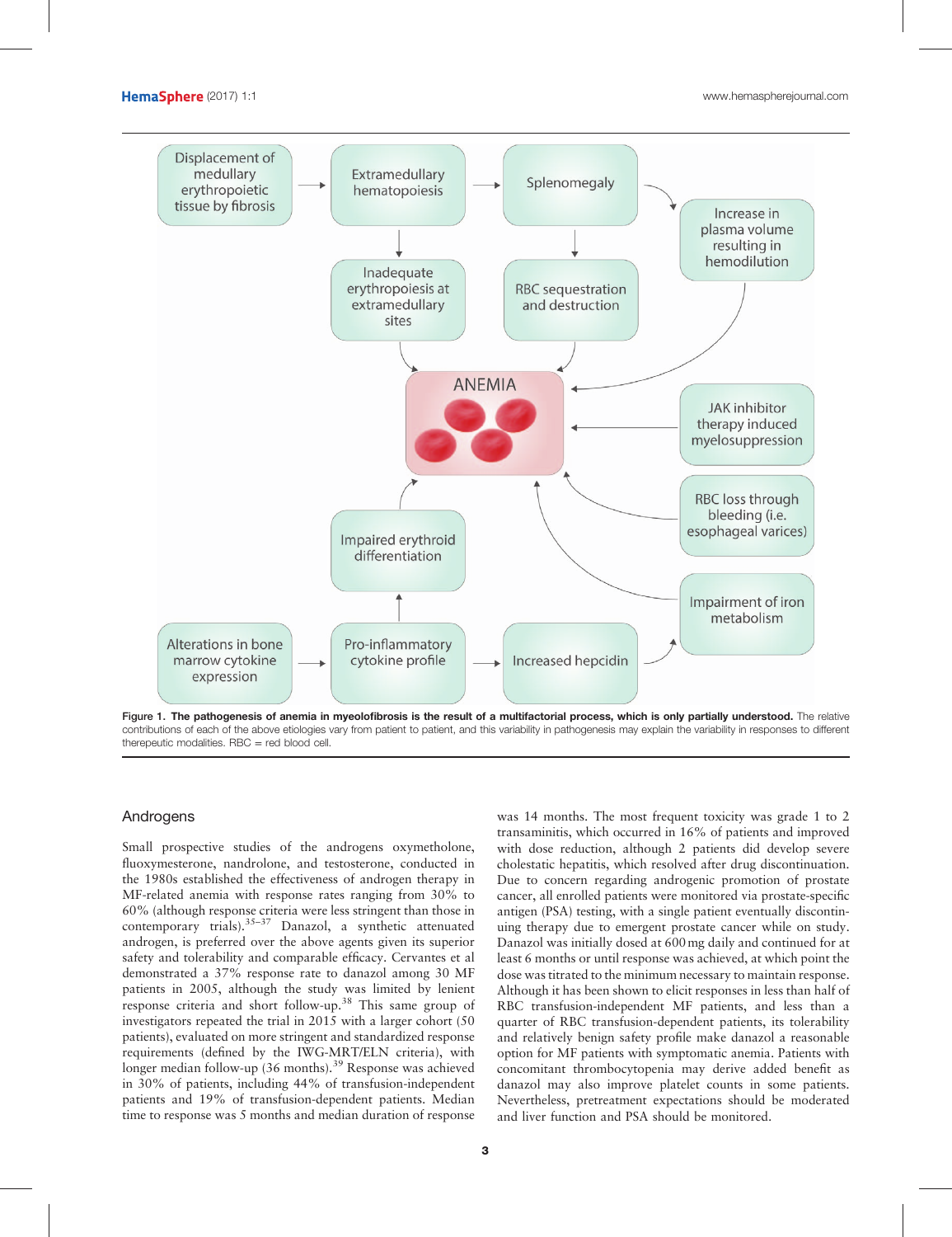Figure 1. **The pathogenesis of anemia in myeolofibrosis is the result of a multifactorial process, which is only partially understood.** The relative contributions of each of the above etiologies vary from patient to patient, and this variability in pathogenesis may explain the variability in responses to different therepeutic modalities. RBC = red blood cell.

## Androgens

Small prospective studies of the androgens oxymetholone, fluoxymesterone, nandrolone, and testosterone, conducted in the 1980s established the effectiveness of androgen therapy in MF-related anemia with response rates ranging from 30% to 60% (although response criteria were less stringent than those in contemporary trials).[35–37] Danazol, a synthetic attenuated androgen, is preferred over the above agents given its superior safety and tolerability and comparable efficacy. Cervantes et al demonstrated a 37% response rate to danazol among 30 MF patients in 2005, although the study was limited by lenient response criteria and short follow-up.[38] This same group of investigators repeated the trial in 2015 with a larger cohort (50 patients), evaluated on more stringent and standardized response requirements (defined by the IWG-MRT/ELN criteria), with longer median follow-up (36 months).[39] Response was achieved in 30% of patients, including 44% of transfusion-independent patients and 19% of transfusion-dependent patients. Median time to response was 5 months and median duration of response was 14 months. The most frequent toxicity was grade 1 to 2 transaminitis, which occurred in 16% of patients and improved with dose reduction, although 2 patients did develop severe cholestatic hepatitis, which resolved after drug discontinuation. Due to concern regarding androgenic promotion of prostate cancer, all enrolled patients were monitored via prostate-specific antigen (PSA) testing, with a single patient eventually discontinuing therapy due to emergent prostate cancer while on study. Danazol was initially dosed at 600 mg daily and continued for at least 6 months or until response was achieved, at which point the dose was titrated to the minimum necessary to maintain response. Although it has been shown to elicit responses in less than half of RBC transfusion-independent MF patients, and less than a quarter of RBC transfusion-dependent patients, its tolerability and relatively benign safety profile make danazol a reasonable option for MF patients with symptomatic anemia. Patients with concomitant thrombocytopenia may derive added benefit as danazol may also improve platelet counts in some patients. Nevertheless, pretreatment expectations should be moderated and liver function and PSA should be monitored.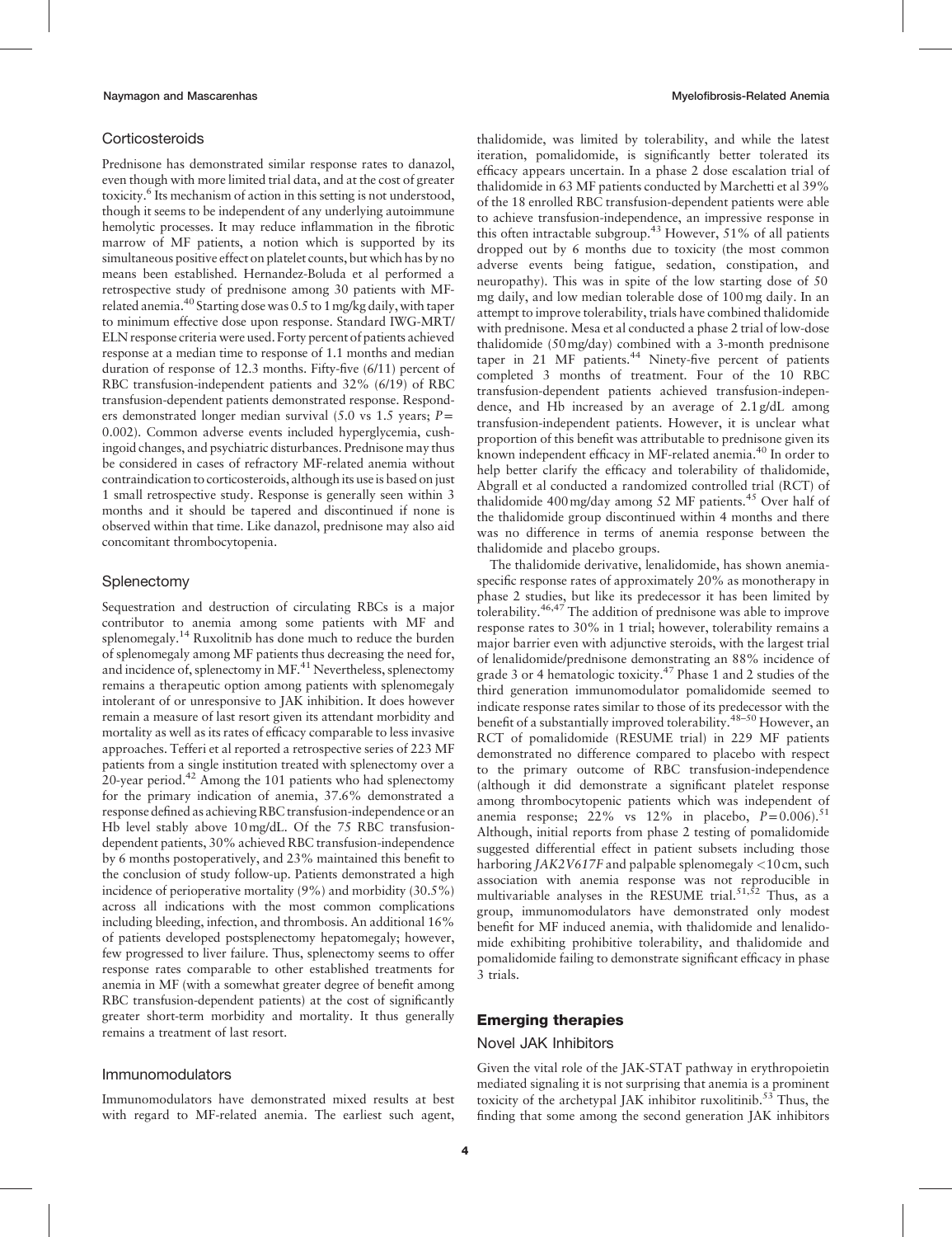### Corticosteroids

Prednisone has demonstrated similar response rates to danazol, even though with more limited trial data, and at the cost of greater toxicity.[6] Its mechanism of action in this setting is not understood, though it seems to be independent of any underlying autoimmune hemolytic processes. It may reduce inflammation in the fibrotic marrow of MF patients, a notion which is supported by its simultaneous positive effect on platelet counts, but which has by no means been established. Hernandez-Boluda et al performed a retrospective study of prednisone among 30 patients with MF-related anemia.[40] Starting dose was 0.5 to 1 mg/kg daily, with taper to minimum effective dose upon response. Standard IWG-MRT/ELN response criteria were used. Forty percent of patients achieved response at a median time to response of 1.1 months and median duration of response of 12.3 months. Fifty-five (6/11) percent of RBC transfusion-independent patients and 32% (6/19) of RBC transfusion-dependent patients demonstrated response. Responders demonstrated longer median survival (5.0 vs 1.5 years; $P = 0.002$). Common adverse events included hyperglycemia, cushingoid changes, and psychiatric disturbances. Prednisone may thus be considered in cases of refractory MF-related anemia without contraindication to corticosteroids, although its use is based on just 1 small retrospective study. Response is generally seen within 3 months and it should be tapered and discontinued if none is observed within that time. Like danazol, prednisone may also aid concomitant thrombocytopenia.

### Splenectomy

Sequestration and destruction of circulating RBCs is a major contributor to anemia among some patients with MF and splenomegaly.[14] Ruxolitnib has done much to reduce the burden of splenomegaly among MF patients thus decreasing the need for, and incidence of, splenectomy in MF.[41] Nevertheless, splenectomy remains a therapeutic option among patients with splenomegaly intolerant of or unresponsive to JAK inhibition. It does however remain a measure of last resort given its attendant morbidity and mortality as well as its rates of efficacy comparable to less invasive approaches. Tefferi et al reported a retrospective series of 223 MF patients from a single institution treated with splenectomy over a 20-year period.[42] Among the 101 patients who had splenectomy for the primary indication of anemia, 37.6% demonstrated a response defined as achieving RBC transfusion-independence or an Hb level stably above 10 mg/dL. Of the 75 RBC transfusion-dependent patients, 30% achieved RBC transfusion-independence by 6 months postoperatively, and 23% maintained this benefit to the conclusion of study follow-up. Patients demonstrated a high incidence of perioperative mortality (9%) and morbidity (30.5%) across all indications with the most common complications including bleeding, infection, and thrombosis. An additional 16% of patients developed postsplenectomy hepatomegaly; however, few progressed to liver failure. Thus, splenectomy seems to offer response rates comparable to other established treatments for anemia in MF (with a somewhat greater degree of benefit among RBC transfusion-dependent patients) at the cost of significantly greater short-term morbidity and mortality. It thus generally remains a treatment of last resort.

### Immunomodulators

Immunomodulators have demonstrated mixed results at best with regard to MF-related anemia. The earliest such agent, thalidomide, was limited by tolerability, and while the latest iteration, pomalidomide, is significantly better tolerated its efficacy appears uncertain. In a phase 2 dose escalation trial of thalidomide in 63 MF patients conducted by Marchetti et al 39% of the 18 enrolled RBC transfusion-dependent patients were able to achieve transfusion-independence, an impressive response in this often intractable subgroup.[43] However, 51% of all patients dropped out by 6 months due to toxicity (the most common adverse events being fatigue, sedation, constipation, and neuropathy). This was in spite of the low starting dose of 50 mg daily, and low median tolerable dose of 100 mg daily. In an attempt to improve tolerability, trials have combined thalidomide with prednisone. Mesa et al conducted a phase 2 trial of low-dose thalidomide (50 mg/day) combined with a 3-month prednisone taper in 21 MF patients.[44] Ninety-five percent of patients completed 3 months of treatment. Four of the 10 RBC transfusion-dependent patients achieved transfusion-independence, and Hb increased by an average of 2.1 g/dL among transfusion-independent patients. However, it is unclear what proportion of this benefit was attributable to prednisone given its known independent efficacy in MF-related anemia.[40] In order to help better clarify the efficacy and tolerability of thalidomide, Abgrall et al conducted a randomized controlled trial (RCT) of thalidomide 400 mg/day among 52 MF patients.[45] Over half of the thalidomide group discontinued within 4 months and there was no difference in terms of anemia response between the thalidomide and placebo groups.

The thalidomide derivative, lenalidomide, has shown anemia-specific response rates of approximately 20% as monotherapy in phase 2 studies, but like its predecessor it has been limited by tolerability.[46,47] The addition of prednisone was able to improve response rates to 30% in 1 trial; however, tolerability remains a major barrier even with adjunctive steroids, with the largest trial of lenalidomide/prednisone demonstrating an 88% incidence of grade 3 or 4 hematologic toxicity.[47] Phase 1 and 2 studies of the third generation immunomodulator pomalidomide seemed to indicate response rates similar to those of its predecessor with the benefit of a substantially improved tolerability.[48–50] However, an RCT of pomalidomide (RESUME trial) in 229 MF patients demonstrated no difference compared to placebo with respect to the primary outcome of RBC transfusion-independence (although it did demonstrate a significant platelet response among thrombocytopenic patients which was independent of anemia response; 22% vs 12% in placebo, $P = 0.006$).[51] Although, initial reports from phase 2 testing of pomalidomide suggested differential effect in patient subsets including those harboring *JAK2V617F* and palpable splenomegaly <10 cm, such association with anemia response was not reproducible in multivariable analyses in the RESUME trial.[51,52] Thus, as a group, immunomodulators have demonstrated only modest benefit for MF induced anemia, with thalidomide and lenalidomide exhibiting prohibitive tolerability, and thalidomide and pomalidomide failing to demonstrate significant efficacy in phase 3 trials.

## Emerging therapies

### Novel JAK Inhibitors

Given the vital role of the JAK-STAT pathway in erythropoietin mediated signaling it is not surprising that anemia is a prominent toxicity of the archetypal JAK inhibitor ruxolitinib.[53] Thus, the finding that some among the second generation JAK inhibitors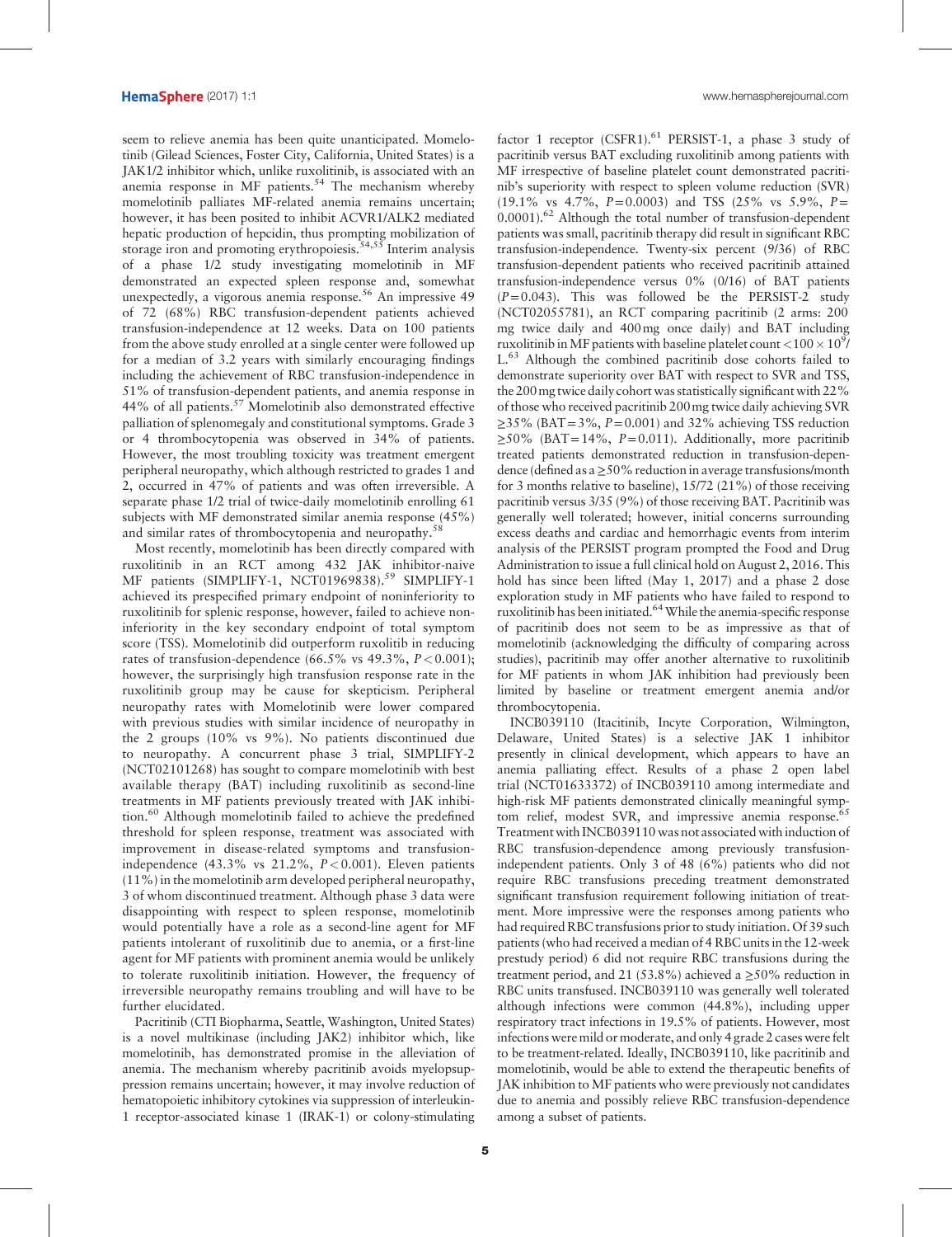seem to relieve anemia has been quite unanticipated. Momelotinib (Gilead Sciences, Foster City, California, United States) is a JAK1/2 inhibitor which, unlike ruxolitinib, is associated with an anemia response in MF patients.[54] The mechanism whereby momelotinib palliates MF-related anemia remains uncertain; however, it has been posited to inhibit ACVR1/ALK2 mediated hepatic production of hepcidin, thus prompting mobilization of storage iron and promoting erythropoiesis.[54,55] Interim analysis of a phase 1/2 study investigating momelotinib in MF demonstrated an expected spleen response and, somewhat unexpectedly, a vigorous anemia response.[56] An impressive 49 of 72 (68%) RBC transfusion-dependent patients achieved transfusion-independence at 12 weeks. Data on 100 patients from the above study enrolled at a single center were followed up for a median of 3.2 years with similarly encouraging findings including the achievement of RBC transfusion-independence in 51% of transfusion-dependent patients, and anemia response in 44% of all patients.[57] Momelotinib also demonstrated effective palliation of splenomegaly and constitutional symptoms. Grade 3 or 4 thrombocytopenia was observed in 34% of patients. However, the most troubling toxicity was treatment emergent peripheral neuropathy, which although restricted to grades 1 and 2, occurred in 47% of patients and was often irreversible. A separate phase 1/2 trial of twice-daily momelotinib enrolling 61 subjects with MF demonstrated similar anemia response (45%) and similar rates of thrombocytopenia and neuropathy.[58]

Most recently, momelotinib has been directly compared with ruxolitinib in an RCT among 432 JAK inhibitor-naive MF patients (SIMPLIFY-1, NCT01969838).[59] SIMPLIFY-1 achieved its prespecified primary endpoint of noninferiority to ruxolitinib for splenic response, however, failed to achieve noninferiority in the key secondary endpoint of total symptom score (TSS). Momelotinib did outperform ruxolitib in reducing rates of transfusion-dependence (66.5% vs 49.3%, $P<0.001$); however, the surprisingly high transfusion response rate in the ruxolitinib group may be cause for skepticism. Peripheral neuropathy rates with Momelotinib were lower compared with previous studies with similar incidence of neuropathy in the 2 groups (10% vs 9%). No patients discontinued due to neuropathy. A concurrent phase 3 trial, SIMPLIFY-2 (NCT02101268) has sought to compare momelotinib with best available therapy (BAT) including ruxolitinib as second-line treatments in MF patients previously treated with JAK inhibition.[60] Although momelotinib failed to achieve the predefined threshold for spleen response, treatment was associated with improvement in disease-related symptoms and transfusion-independence (43.3% vs 21.2%, $P<0.001$). Eleven patients (11%) in the momelotinib arm developed peripheral neuropathy, 3 of whom discontinued treatment. Although phase 3 data were disappointing with respect to spleen response, momelotinib would potentially have a role as a second-line agent for MF patients intolerant of ruxolitinib due to anemia, or a first-line agent for MF patients with prominent anemia would be unlikely to tolerate ruxolitinib initiation. However, the frequency of irreversible neuropathy remains troubling and will have to be further elucidated.

Pacritinib (CTI Biopharma, Seattle, Washington, United States) is a novel multikinase (including JAK2) inhibitor which, like momelotinib, has demonstrated promise in the alleviation of anemia. The mechanism whereby pacritinib avoids myelopsuppression remains uncertain; however, it may involve reduction of hematopoietic inhibitory cytokines via suppression of interleukin-1 receptor-associated kinase 1 (IRAK-1) or colony-stimulating factor 1 receptor (CSFR1).[61] PERSIST-1, a phase 3 study of pacritinib versus BAT excluding ruxolitinib among patients with MF irrespective of baseline platelet count demonstrated pacritinib's superiority with respect to spleen volume reduction (SVR) (19.1% vs 4.7%, $P=0.0003$) and TSS (25% vs 5.9%, $P=0.0001$).[62] Although the total number of transfusion-dependent patients was small, pacritinib therapy did result in significant RBC transfusion-independence. Twenty-six percent (9/36) of RBC transfusion-dependent patients who received pacritinib attained transfusion-independence versus 0% (0/16) of BAT patients ($P=0.043$). This was followed be the PERSIST-2 study (NCT02055781), an RCT comparing pacritinib (2 arms: 200 mg twice daily and 400 mg once daily) and BAT including ruxolitinib in MF patients with baseline platelet count $<100\times10^{9}$/L.[63] Although the combined pacritinib dose cohorts failed to demonstrate superiority over BAT with respect to SVR and TSS, the 200 mg twice daily cohort was statistically significant with 22% of those who received pacritinib 200 mg twice daily achieving SVR $\geq$35% (BAT = 3%, $P=0.001$) and 32% achieving TSS reduction $\geq$50% (BAT = 14%, $P=0.011$). Additionally, more pacritinib treated patients demonstrated reduction in transfusion-dependence (defined as a $\geq$50% reduction in average transfusions/month for 3 months relative to baseline), 15/72 (21%) of those receiving pacritinib versus 3/35 (9%) of those receiving BAT. Pacritinib was generally well tolerated; however, initial concerns surrounding excess deaths and cardiac and hemorrhagic events from interim analysis of the PERSIST program prompted the Food and Drug Administration to issue a full clinical hold on August 2, 2016. This hold has since been lifted (May 1, 2017) and a phase 2 dose exploration study in MF patients who have failed to respond to ruxolitinib has been initiated.[64] While the anemia-specific response of pacritinib does not seem to be as impressive as that of momelotinib (acknowledging the difficulty of comparing across studies), pacritinib may offer another alternative to ruxolitinib for MF patients in whom JAK inhibition had previously been limited by baseline or treatment emergent anemia and/or thrombocytopenia.

INCB039110 (Itacitinib, Incyte Corporation, Wilmington, Delaware, United States) is a selective JAK 1 inhibitor presently in clinical development, which appears to have an anemia palliating effect. Results of a phase 2 open label trial (NCT01633372) of INCB039110 among intermediate and high-risk MF patients demonstrated clinically meaningful symptom relief, modest SVR, and impressive anemia response.[65] Treatment with INCB039110 was not associated with induction of RBC transfusion-dependence among previously transfusion-independent patients. Only 3 of 48 (6%) patients who did not require RBC transfusions preceding treatment demonstrated significant transfusion requirement following initiation of treatment. More impressive were the responses among patients who had required RBC transfusions prior to study initiation. Of 39 such patients (who had received a median of 4 RBC units in the 12-week prestudy period) 6 did not require RBC transfusions during the treatment period, and 21 (53.8%) achieved a $\geq$50% reduction in RBC units transfused. INCB039110 was generally well tolerated although infections were common (44.8%), including upper respiratory tract infections in 19.5% of patients. However, most infections were mild or moderate, and only 4 grade 2 cases were felt to be treatment-related. Ideally, INCB039110, like pacritinib and momelotinib, would be able to extend the therapeutic benefits of JAK inhibition to MF patients who were previously not candidates due to anemia and possibly relieve RBC transfusion-dependence among a subset of patients.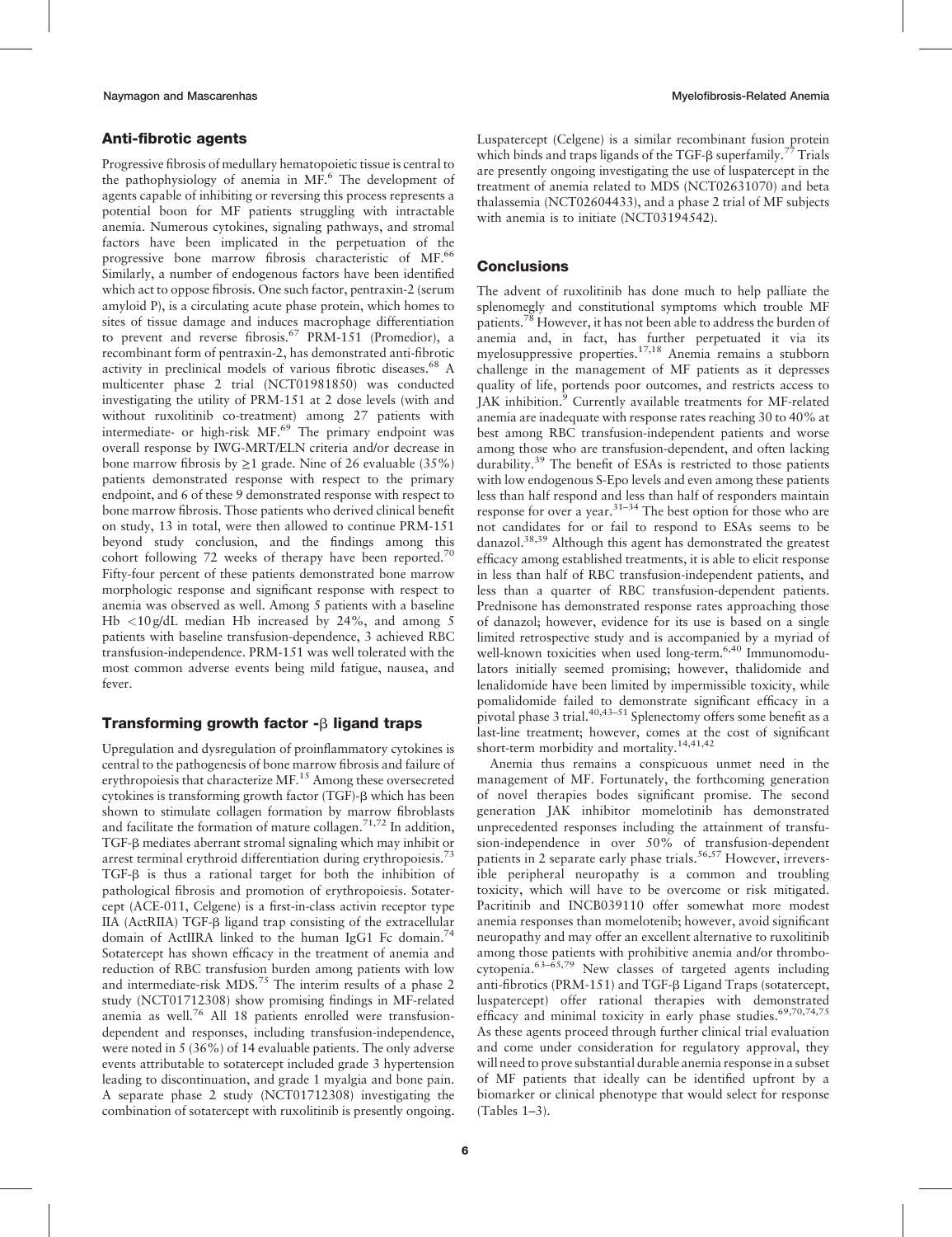## Anti-fibrotic agents

Progressive fibrosis of medullary hematopoietic tissue is central to the pathophysiology of anemia in MF.[6] The development of agents capable of inhibiting or reversing this process represents a potential boon for MF patients struggling with intractable anemia. Numerous cytokines, signaling pathways, and stromal factors have been implicated in the perpetuation of the progressive bone marrow fibrosis characteristic of MF.[66] Similarly, a number of endogenous factors have been identified which act to oppose fibrosis. One such factor, pentraxin-2 (serum amyloid P), is a circulating acute phase protein, which homes to sites of tissue damage and induces macrophage differentiation to prevent and reverse fibrosis.[67] PRM-151 (Promedior), a recombinant form of pentraxin-2, has demonstrated anti-fibrotic activity in preclinical models of various fibrotic diseases.[68] A multicenter phase 2 trial (NCT01981850) was conducted investigating the utility of PRM-151 at 2 dose levels (with and without ruxolitinib co-treatment) among 27 patients with intermediate- or high-risk MF.[69] The primary endpoint was overall response by IWG-MRT/ELN criteria and/or decrease in bone marrow fibrosis by ≥1 grade. Nine of 26 evaluable (35%) patients demonstrated response with respect to the primary endpoint, and 6 of these 9 demonstrated response with respect to bone marrow fibrosis. Those patients who derived clinical benefit on study, 13 in total, were then allowed to continue PRM-151 beyond study conclusion, and the findings among this cohort following 72 weeks of therapy have been reported.[70] Fifty-four percent of these patients demonstrated bone marrow morphologic response and significant response with respect to anemia was observed as well. Among 5 patients with a baseline Hb <10 g/dL median Hb increased by 24%, and among 5 patients with baseline transfusion-dependence, 3 achieved RBC transfusion-independence. PRM-151 was well tolerated with the most common adverse events being mild fatigue, nausea, and fever.

## Transforming growth factor -β ligand traps

Upregulation and dysregulation of proinflammatory cytokines is central to the pathogenesis of bone marrow fibrosis and failure of erythropoiesis that characterize MF.[15] Among these oversecreted cytokines is transforming growth factor (TGF)-β which has been shown to stimulate collagen formation by marrow fibroblasts and facilitate the formation of mature collagen.[71,72] In addition, TGF-β mediates aberrant stromal signaling which may inhibit or arrest terminal erythroid differentiation during erythropoiesis.[73] TGF-β is thus a rational target for both the inhibition of pathological fibrosis and promotion of erythropoiesis. Sotatercept (ACE-011, Celgene) is a first-in-class activin receptor type IIA (ActRIIA) TGF-β ligand trap consisting of the extracellular domain of ActIIRA linked to the human IgG1 Fc domain.[74] Sotatercept has shown efficacy in the treatment of anemia and reduction of RBC transfusion burden among patients with low and intermediate-risk MDS.[75] The interim results of a phase 2 study (NCT01712308) show promising findings in MF-related anemia as well.[76] All 18 patients enrolled were transfusion-dependent and responses, including transfusion-independence, were noted in 5 (36%) of 14 evaluable patients. The only adverse events attributable to sotatercept included grade 3 hypertension leading to discontinuation, and grade 1 myalgia and bone pain. A separate phase 2 study (NCT01712308) investigating the combination of sotatercept with ruxolitinib is presently ongoing.

Luspatercept (Celgene) is a similar recombinant fusion protein which binds and traps ligands of the TGF-β superfamily.[77] Trials are presently ongoing investigating the use of luspatercept in the treatment of anemia related to MDS (NCT02631070) and beta thalassemia (NCT02604433), and a phase 2 trial of MF subjects with anemia is to initiate (NCT03194542).

## Conclusions

The advent of ruxolitinib has done much to help palliate the splenomegly and constitutional symptoms which trouble MF patients.[78] However, it has not been able to address the burden of anemia and, in fact, has further perpetuated it via its myelosuppressive properties.[17,18] Anemia remains a stubborn challenge in the management of MF patients as it depresses quality of life, portends poor outcomes, and restricts access to JAK inhibition.[9] Currently available treatments for MF-related anemia are inadequate with response rates reaching 30 to 40% at best among RBC transfusion-independent patients and worse among those who are transfusion-dependent, and often lacking durability.[39] The benefit of ESAs is restricted to those patients with low endogenous S-Epo levels and even among these patients less than half respond and less than half of responders maintain response for over a year.[31–34] The best option for those who are not candidates for or fail to respond to ESAs seems to be danazol.[38,39] Although this agent has demonstrated the greatest efficacy among established treatments, it is able to elicit response in less than half of RBC transfusion-independent patients, and less than a quarter of RBC transfusion-dependent patients. Prednisone has demonstrated response rates approaching those of danazol; however, evidence for its use is based on a single limited retrospective study and is accompanied by a myriad of well-known toxicities when used long-term.[6,40] Immunomodulators initially seemed promising; however, thalidomide and lenalidomide have been limited by impermissible toxicity, while pomalidomide failed to demonstrate significant efficacy in a pivotal phase 3 trial.[40,43–51] Splenectomy offers some benefit as a last-line treatment; however, comes at the cost of significant short-term morbidity and mortality.[14,41,42]

Anemia thus remains a conspicuous unmet need in the management of MF. Fortunately, the forthcoming generation of novel therapies bodes significant promise. The second generation JAK inhibitor momelotinib has demonstrated unprecedented responses including the attainment of transfusion-independence in over 50% of transfusion-dependent patients in 2 separate early phase trials.[56,57] However, irreversible peripheral neuropathy is a common and troubling toxicity, which will have to be overcome or risk mitigated. Pacritinib and INCB039110 offer somewhat more modest anemia responses than momelotenib; however, avoid significant neuropathy and may offer an excellent alternative to ruxolitinib among those patients with prohibitive anemia and/or thrombocytopenia.[63–65,79] New classes of targeted agents including anti-fibrotics (PRM-151) and TGF-β Ligand Traps (sotatercept, luspatercept) offer rational therapies with demonstrated efficacy and minimal toxicity in early phase studies.[69,70,74,75] As these agents proceed through further clinical trial evaluation and come under consideration for regulatory approval, they will need to prove substantial durable anemia response in a subset of MF patients that ideally can be identified upfront by a biomarker or clinical phenotype that would select for response (Tables 1–3).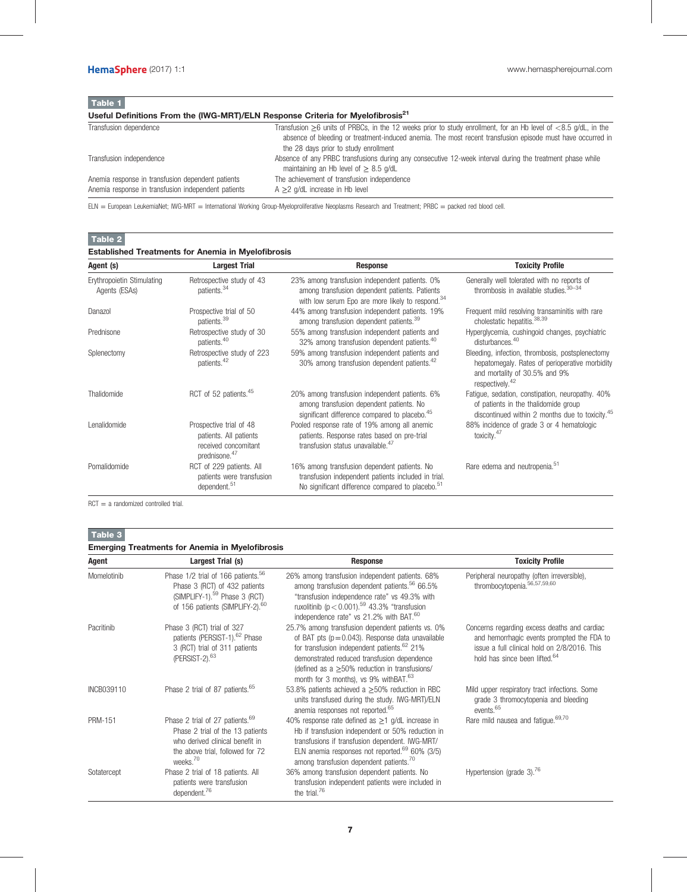**Table 1**

**Useful Definitions From the (IWG-MRT)/ELN Response Criteria for Myelofibrosis[21]**

| | |
|---|---|
| Transfusion dependence | Transfusion ≥6 units of PRBCs, in the 12 weeks prior to study enrollment, for an Hb level of <8.5 g/dL, in the absence of bleeding or treatment-induced anemia. The most recent transfusion episode must have occurred in the 28 days prior to study enrollment |
| Transfusion independence | Absence of any PRBC transfusions during any consecutive 12-week interval during the treatment phase while maintaining an Hb level of ≥ 8.5 g/dL |
| Anemia response in transfusion dependent patients | The achievement of transfusion independence |
| Anemia response in transfusion independent patients | A ≥2 g/dL increase in Hb level |

ELN = European LeukemiaNet; IWG-MRT = International Working Group-Myeloproliferative Neoplasms Research and Treatment; PRBC = packed red blood cell.

**Table 2**

**Established Treatments for Anemia in Myelofibrosis**

| Agent (s) | Largest Trial | Response | Toxicity Profile |
|---|---|---|---|
| Erythropoietin Stimulating Agents (ESAs) | Retrospective study of 43 patients.[34] | 23% among transfusion independent patients. 0% among transfusion dependent patients. Patients with low serum Epo are more likely to respond.[34] | Generally well tolerated with no reports of thrombosis in available studies.[30–34] |
| Danazol | Prospective trial of 50 patients.[39] | 44% among transfusion independent patients. 19% among transfusion dependent patients.[39] | Frequent mild resolving transaminitis with rare cholestatic hepatitis.[38,39] |
| Prednisone | Retrospective study of 30 patients.[40] | 55% among transfusion independent patients and 32% among transfusion dependent patients.[40] | Hyperglycemia, cushingoid changes, psychiatric disturbances.[40] |
| Splenectomy | Retrospective study of 223 patients.[42] | 59% among transfusion independent patients and 30% among transfusion dependent patients.[42] | Bleeding, infection, thrombosis, postsplenectomy hepatomegaly. Rates of perioperative morbidity and mortality of 30.5% and 9% respectively.[42] |
| Thalidomide | RCT of 52 patients.[45] | 20% among transfusion independent patients. 6% among transfusion dependent patients. No significant difference compared to placebo.[45] | Fatigue, sedation, constipation, neuropathy. 40% of patients in the thalidomide group discontinued within 2 months due to toxicity.[45] |
| Lenalidomide | Prospective trial of 48 patients. All patients received concomitant prednisone.[47] | Pooled response rate of 19% among all anemic patients. Response rates based on pre-trial transfusion status unavailable.[47] | 88% incidence of grade 3 or 4 hematologic toxicity.[47] |
| Pomalidomide | RCT of 229 patients. All patients were transfusion dependent.[51] | 16% among transfusion dependent patients. No transfusion independent patients included in trial. No significant difference compared to placebo.[51] | Rare edema and neutropenia.[51] |

RCT = a randomized controlled trial.

**Table 3**

**Emerging Treatments for Anemia in Myelofibrosis**

| Agent | Largest Trial (s) | Response | Toxicity Profile |
|---|---|---|---|
| Momelotinib | Phase 1/2 trial of 166 patients.[56] Phase 3 (RCT) of 432 patients (SIMPLIFY-1).[59] Phase 3 (RCT) of 156 patients (SIMPLIFY-2).[60] | 26% among transfusion independent patients. 68% among transfusion dependent patients.[56] 66.5% "transfusion independence rate" vs 49.3% with ruxolitinib ($p < 0.001$).[59] 43.3% "transfusion independence rate" vs 21.2% with BAT.[60] | Peripheral neuropathy (often irreversible), thrombocytopenia.[56,57,59,60] |
| Pacritinib | Phase 3 (RCT) trial of 327 patients (PERSIST-1).[62] Phase 3 (RCT) trial of 311 patients (PERSIST-2).[63] | 25.7% among transfusion dependent patients vs. 0% of BAT pts ($p = 0.043$). Response data unavailable for transfusion independent patients.[62] 21% demonstrated reduced transfusion dependence (defined as a ≥50% reduction in transfusions/month for 3 months), vs 9% withBAT.[63] | Concerns regarding excess deaths and cardiac and hemorrhagic events prompted the FDA to issue a full clinical hold on 2/8/2016. This hold has since been lifted.[64] |
| INCB039110 | Phase 2 trial of 87 patients.[65] | 53.8% patients achieved a ≥50% reduction in RBC units transfused during the study. IWG-MRT/ELN anemia responses not reported.[65] | Mild upper respiratory tract infections. Some grade 3 thrombocytopenia and bleeding events.[65] |
| PRM-151 | Phase 2 trial of 27 patients.[69] Phase 2 trial of the 13 patients who derived clinical benefit in the above trial, followed for 72 weeks.[70] | 40% response rate defined as ≥1 g/dL increase in Hb if transfusion independent or 50% reduction in transfusions if transfusion dependent. IWG-MRT/ELN anemia responses not reported.[69] 60% (3/5) among transfusion dependent patients.[70] | Rare mild nausea and fatigue.[69,70] |
| Sotatercept | Phase 2 trial of 18 patients. All patients were transfusion dependent.[76] | 36% among transfusion dependent patients. No transfusion independent patients were included in the trial.[76] | Hypertension (grade 3).[76] |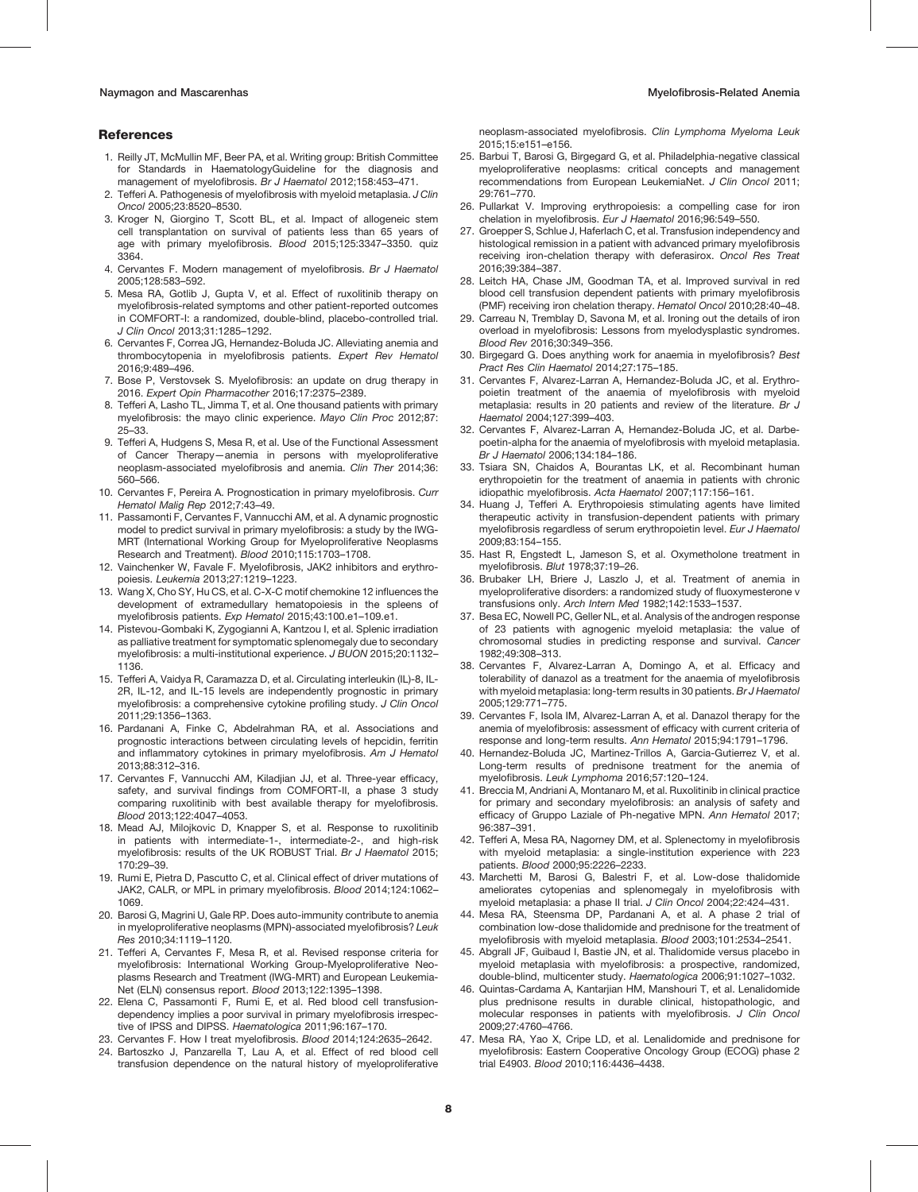## References

1. Reilly JT, McMullin MF, Beer PA, et al. Writing group: British Committee for Standards in HaematologyGuideline for the diagnosis and management of myelofibrosis. *Br J Haematol* 2012;158:453–471.
2. Tefferi A. Pathogenesis of myelofibrosis with myeloid metaplasia. *J Clin Oncol* 2005;23:8520–8530.
3. Kroger N, Giorgino T, Scott BL, et al. Impact of allogeneic stem cell transplantation on survival of patients less than 65 years of age with primary myelofibrosis. *Blood* 2015;125:3347–3350. quiz 3364.
4. Cervantes F. Modern management of myelofibrosis. *Br J Haematol* 2005;128:583–592.
5. Mesa RA, Gotlib J, Gupta V, et al. Effect of ruxolitinib therapy on myelofibrosis-related symptoms and other patient-reported outcomes in COMFORT-I: a randomized, double-blind, placebo-controlled trial. *J Clin Oncol* 2013;31:1285–1292.
6. Cervantes F, Correa JG, Hernandez-Boluda JC. Alleviating anemia and thrombocytopenia in myelofibrosis patients. *Expert Rev Hematol* 2016;9:489–496.
7. Bose P, Verstovsek S. Myelofibrosis: an update on drug therapy in 2016. *Expert Opin Pharmacother* 2016;17:2375–2389.
8. Tefferi A, Lasho TL, Jimma T, et al. One thousand patients with primary myelofibrosis: the mayo clinic experience. *Mayo Clin Proc* 2012;87: 25–33.
9. Tefferi A, Hudgens S, Mesa R, et al. Use of the Functional Assessment of Cancer Therapy—anemia in persons with myeloproliferative neoplasm-associated myelofibrosis and anemia. *Clin Ther* 2014;36: 560–566.
10. Cervantes F, Pereira A. Prognostication in primary myelofibrosis. *Curr Hematol Malig Rep* 2012;7:43–49.
11. Passamonti F, Cervantes F, Vannucchi AM, et al. A dynamic prognostic model to predict survival in primary myelofibrosis: a study by the IWG-MRT (International Working Group for Myeloproliferative Neoplasms Research and Treatment). *Blood* 2010;115:1703–1708.
12. Vainchenker W, Favale F. Myelofibrosis, JAK2 inhibitors and erythropoiesis. *Leukemia* 2013;27:1219–1223.
13. Wang X, Cho SY, Hu CS, et al. C-X-C motif chemokine 12 influences the development of extramedullary hematopoiesis in the spleens of myelofibrosis patients. *Exp Hematol* 2015;43:100.e1–109.e1.
14. Pistevou-Gombaki K, Zygogianni A, Kantzou I, et al. Splenic irradiation as palliative treatment for symptomatic splenomegaly due to secondary myelofibrosis: a multi-institutional experience. *J BUON* 2015;20:1132–1136.
15. Tefferi A, Vaidya R, Caramazza D, et al. Circulating interleukin (IL)-8, IL-2R, IL-12, and IL-15 levels are independently prognostic in primary myelofibrosis: a comprehensive cytokine profiling study. *J Clin Oncol* 2011;29:1356–1363.
16. Pardanani A, Finke C, Abdelrahman RA, et al. Associations and prognostic interactions between circulating levels of hepcidin, ferritin and inflammatory cytokines in primary myelofibrosis. *Am J Hematol* 2013;88:312–316.
17. Cervantes F, Vannucchi AM, Kiladjian JJ, et al. Three-year efficacy, safety, and survival findings from COMFORT-II, a phase 3 study comparing ruxolitinib with best available therapy for myelofibrosis. *Blood* 2013;122:4047–4053.
18. Mead AJ, Milojkovic D, Knapper S, et al. Response to ruxolitinib in patients with intermediate-1-, intermediate-2-, and high-risk myelofibrosis: results of the UK ROBUST Trial. *Br J Haematol* 2015; 170:29–39.
19. Rumi E, Pietra D, Pascutto C, et al. Clinical effect of driver mutations of JAK2, CALR, or MPL in primary myelofibrosis. *Blood* 2014;124:1062–1069.
20. Barosi G, Magrini U, Gale RP. Does auto-immunity contribute to anemia in myeloproliferative neoplasms (MPN)-associated myelofibrosis? *Leuk Res* 2010;34:1119–1120.
21. Tefferi A, Cervantes F, Mesa R, et al. Revised response criteria for myelofibrosis: International Working Group-Myeloproliferative Neoplasms Research and Treatment (IWG-MRT) and European LeukemiaNet (ELN) consensus report. *Blood* 2013;122:1395–1398.
22. Elena C, Passamonti F, Rumi E, et al. Red blood cell transfusion-dependency implies a poor survival in primary myelofibrosis irrespective of IPSS and DIPSS. *Haematologica* 2011;96:167–170.
23. Cervantes F. How I treat myelofibrosis. *Blood* 2014;124:2635–2642.
24. Bartoszko J, Panzarella T, Lau A, et al. Effect of red blood cell transfusion dependence on the natural history of myeloproliferative neoplasm-associated myelofibrosis. *Clin Lymphoma Myeloma Leuk* 2015;15:e151–e156.
25. Barbui T, Barosi G, Birgegard G, et al. Philadelphia-negative classical myeloproliferative neoplasms: critical concepts and management recommendations from European LeukemiaNet. *J Clin Oncol* 2011; 29:761–770.
26. Pullarkat V. Improving erythropoiesis: a compelling case for iron chelation in myelofibrosis. *Eur J Haematol* 2016;96:549–550.
27. Groepper S, Schlue J, Haferlach C, et al. Transfusion independency and histological remission in a patient with advanced primary myelofibrosis receiving iron-chelation therapy with deferasirox. *Oncol Res Treat* 2016;39:384–387.
28. Leitch HA, Chase JM, Goodman TA, et al. Improved survival in red blood cell transfusion dependent patients with primary myelofibrosis (PMF) receiving iron chelation therapy. *Hematol Oncol* 2010;28:40–48.
29. Carreau N, Tremblay D, Savona M, et al. Ironing out the details of iron overload in myelofibrosis: Lessons from myelodysplastic syndromes. *Blood Rev* 2016;30:349–356.
30. Birgegard G. Does anything work for anaemia in myelofibrosis? *Best Pract Res Clin Haematol* 2014;27:175–185.
31. Cervantes F, Alvarez-Larran A, Hernandez-Boluda JC, et al. Erythropoietin treatment of the anaemia of myelofibrosis with myeloid metaplasia: results in 20 patients and review of the literature. *Br J Haematol* 2004;127:399–403.
32. Cervantes F, Alvarez-Larran A, Hernandez-Boluda JC, et al. Darbepoetin-alpha for the anaemia of myelofibrosis with myeloid metaplasia. *Br J Haematol* 2006;134:184–186.
33. Tsiara SN, Chaidos A, Bourantas LK, et al. Recombinant human erythropoietin for the treatment of anaemia in patients with chronic idiopathic myelofibrosis. *Acta Haematol* 2007;117:156–161.
34. Huang J, Tefferi A. Erythropoiesis stimulating agents have limited therapeutic activity in transfusion-dependent patients with primary myelofibrosis regardless of serum erythropoietin level. *Eur J Haematol* 2009;83:154–155.
35. Hast R, Engstedt L, Jameson S, et al. Oxymetholone treatment in myelofibrosis. *Blut* 1978;37:19–26.
36. Brubaker LH, Briere J, Laszlo J, et al. Treatment of anemia in myeloproliferative disorders: a randomized study of fluoxymesterone v transfusions only. *Arch Intern Med* 1982;142:1533–1537.
37. Besa EC, Nowell PC, Geller NL, et al. Analysis of the androgen response of 23 patients with agnogenic myeloid metaplasia: the value of chromosomal studies in predicting response and survival. *Cancer* 1982;49:308–313.
38. Cervantes F, Alvarez-Larran A, Domingo A, et al. Efficacy and tolerability of danazol as a treatment for the anaemia of myelofibrosis with myeloid metaplasia: long-term results in 30 patients. *Br J Haematol* 2005;129:771–775.
39. Cervantes F, Isola IM, Alvarez-Larran A, et al. Danazol therapy for the anemia of myelofibrosis: assessment of efficacy with current criteria of response and long-term results. *Ann Hematol* 2015;94:1791–1796.
40. Hernandez-Boluda JC, Martinez-Trillos A, Garcia-Gutierrez V, et al. Long-term results of prednisone treatment for the anemia of myelofibrosis. *Leuk Lymphoma* 2016;57:120–124.
41. Breccia M, Andriani A, Montanaro M, et al. Ruxolitinib in clinical practice for primary and secondary myelofibrosis: an analysis of safety and efficacy of Gruppo Laziale of Ph-negative MPN. *Ann Hematol* 2017; 96:387–391.
42. Tefferi A, Mesa RA, Nagorney DM, et al. Splenectomy in myelofibrosis with myeloid metaplasia: a single-institution experience with 223 patients. *Blood* 2000;95:2226–2233.
43. Marchetti M, Barosi G, Balestri F, et al. Low-dose thalidomide ameliorates cytopenias and splenomegaly in myelofibrosis with myeloid metaplasia: a phase II trial. *J Clin Oncol* 2004;22:424–431.
44. Mesa RA, Steensma DP, Pardanani A, et al. A phase 2 trial of combination low-dose thalidomide and prednisone for the treatment of myelofibrosis with myeloid metaplasia. *Blood* 2003;101:2534–2541.
45. Abgrall JF, Guibaud I, Bastie JN, et al. Thalidomide versus placebo in myeloid metaplasia with myelofibrosis: a prospective, randomized, double-blind, multicenter study. *Haematologica* 2006;91:1027–1032.
46. Quintas-Cardama A, Kantarjian HM, Manshouri T, et al. Lenalidomide plus prednisone results in durable clinical, histopathologic, and molecular responses in patients with myelofibrosis. *J Clin Oncol* 2009;27:4760–4766.
47. Mesa RA, Yao X, Cripe LD, et al. Lenalidomide and prednisone for myelofibrosis: Eastern Cooperative Oncology Group (ECOG) phase 2 trial E4903. *Blood* 2010;116:4436–4438.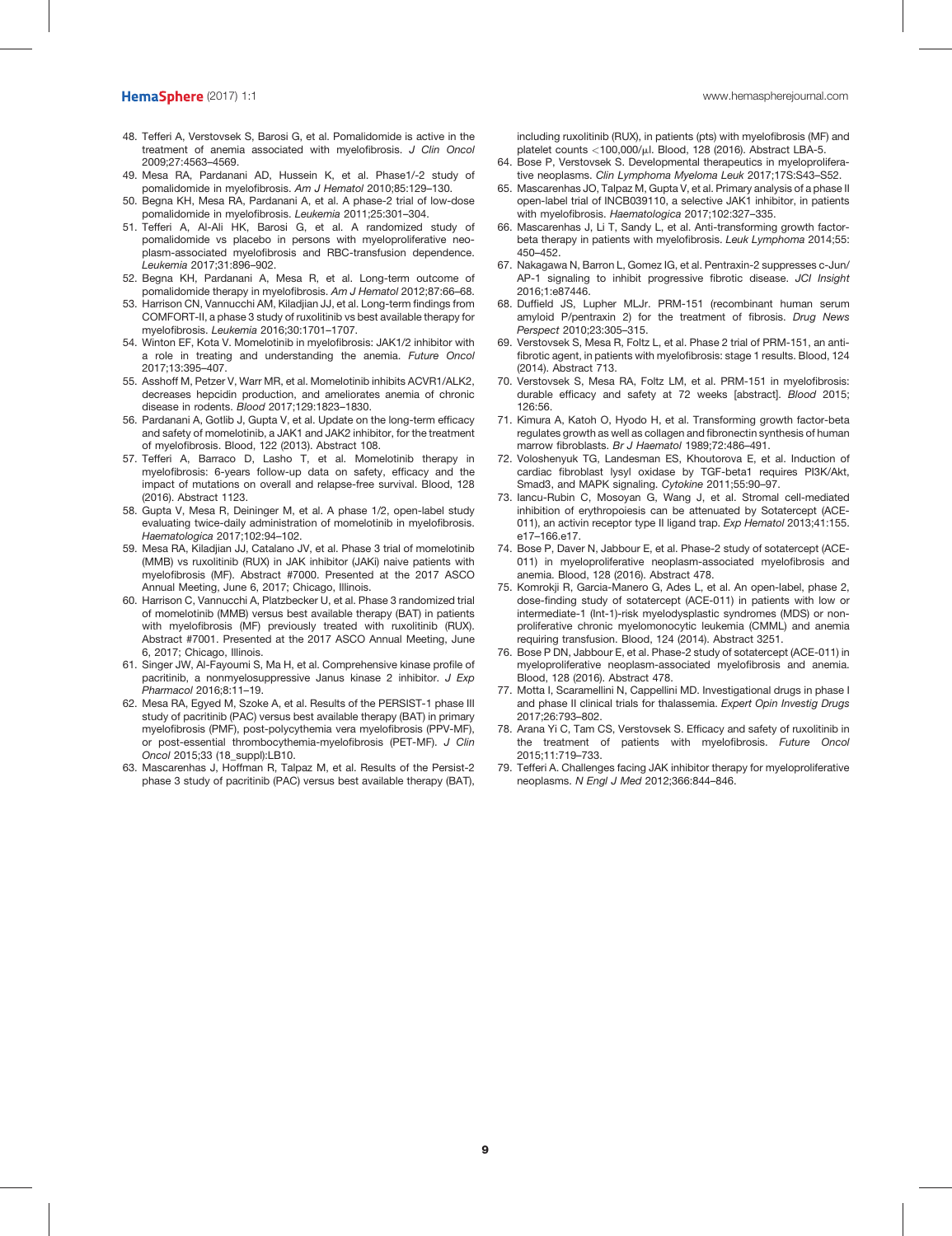48. Tefferi A, Verstovsek S, Barosi G, et al. Pomalidomide is active in the treatment of anemia associated with myelofibrosis. *J Clin Oncol* 2009;27:4563–4569.
49. Mesa RA, Pardanani AD, Hussein K, et al. Phase1/-2 study of pomalidomide in myelofibrosis. *Am J Hematol* 2010;85:129–130.
50. Begna KH, Mesa RA, Pardanani A, et al. A phase-2 trial of low-dose pomalidomide in myelofibrosis. *Leukemia* 2011;25:301–304.
51. Tefferi A, Al-Ali HK, Barosi G, et al. A randomized study of pomalidomide vs placebo in persons with myeloproliferative neoplasm-associated myelofibrosis and RBC-transfusion dependence. *Leukemia* 2017;31:896–902.
52. Begna KH, Pardanani A, Mesa R, et al. Long-term outcome of pomalidomide therapy in myelofibrosis. *Am J Hematol* 2012;87:66–68.
53. Harrison CN, Vannucchi AM, Kiladjian JJ, et al. Long-term findings from COMFORT-II, a phase 3 study of ruxolitinib vs best available therapy for myelofibrosis. *Leukemia* 2016;30:1701–1707.
54. Winton EF, Kota V. Momelotinib in myelofibrosis: JAK1/2 inhibitor with a role in treating and understanding the anemia. *Future Oncol* 2017;13:395–407.
55. Asshoff M, Petzer V, Warr MR, et al. Momelotinib inhibits ACVR1/ALK2, decreases hepcidin production, and ameliorates anemia of chronic disease in rodents. *Blood* 2017;129:1823–1830.
56. Pardanani A, Gotlib J, Gupta V, et al. Update on the long-term efficacy and safety of momelotinib, a JAK1 and JAK2 inhibitor, for the treatment of myelofibrosis. Blood, 122 (2013). Abstract 108.
57. Tefferi A, Barraco D, Lasho T, et al. Momelotinib therapy in myelofibrosis: 6-years follow-up data on safety, efficacy and the impact of mutations on overall and relapse-free survival. Blood, 128 (2016). Abstract 1123.
58. Gupta V, Mesa R, Deininger M, et al. A phase 1/2, open-label study evaluating twice-daily administration of momelotinib in myelofibrosis. *Haematologica* 2017;102:94–102.
59. Mesa RA, Kiladjian JJ, Catalano JV, et al. Phase 3 trial of momelotinib (MMB) vs ruxolitinib (RUX) in JAK inhibitor (JAKi) naive patients with myelofibrosis (MF). Abstract #7000. Presented at the 2017 ASCO Annual Meeting, June 6, 2017; Chicago, Illinois.
60. Harrison C, Vannucchi A, Platzbecker U, et al. Phase 3 randomized trial of momelotinib (MMB) versus best available therapy (BAT) in patients with myelofibrosis (MF) previously treated with ruxolitinib (RUX). Abstract #7001. Presented at the 2017 ASCO Annual Meeting, June 6, 2017; Chicago, Illinois.
61. Singer JW, Al-Fayoumi S, Ma H, et al. Comprehensive kinase profile of pacritinib, a nonmyelosuppressive Janus kinase 2 inhibitor. *J Exp Pharmacol* 2016;8:11–19.
62. Mesa RA, Egyed M, Szoke A, et al. Results of the PERSIST-1 phase III study of pacritinib (PAC) versus best available therapy (BAT) in primary myelofibrosis (PMF), post-polycythemia vera myelofibrosis (PPV-MF), or post-essential thrombocythemia-myelofibrosis (PET-MF). *J Clin Oncol* 2015;33 (18_suppl):LB10.
63. Mascarenhas J, Hoffman R, Talpaz M, et al. Results of the Persist-2 phase 3 study of pacritinib (PAC) versus best available therapy (BAT), including ruxolitinib (RUX), in patients (pts) with myelofibrosis (MF) and platelet counts <100,000/µl. Blood, 128 (2016). Abstract LBA-5.
64. Bose P, Verstovsek S. Developmental therapeutics in myeloproliferative neoplasms. *Clin Lymphoma Myeloma Leuk* 2017;17S:S43–S52.
65. Mascarenhas JO, Talpaz M, Gupta V, et al. Primary analysis of a phase II open-label trial of INCB039110, a selective JAK1 inhibitor, in patients with myelofibrosis. *Haematologica* 2017;102:327–335.
66. Mascarenhas J, Li T, Sandy L, et al. Anti-transforming growth factor-beta therapy in patients with myelofibrosis. *Leuk Lymphoma* 2014;55:450–452.
67. Nakagawa N, Barron L, Gomez IG, et al. Pentraxin-2 suppresses c-Jun/AP-1 signaling to inhibit progressive fibrotic disease. *JCI Insight* 2016;1:e87446.
68. Duffield JS, Lupher MLJr. PRM-151 (recombinant human serum amyloid P/pentraxin 2) for the treatment of fibrosis. *Drug News Perspect* 2010;23:305–315.
69. Verstovsek S, Mesa R, Foltz L, et al. Phase 2 trial of PRM-151, an anti-fibrotic agent, in patients with myelofibrosis: stage 1 results. Blood, 124 (2014). Abstract 713.
70. Verstovsek S, Mesa RA, Foltz LM, et al. PRM-151 in myelofibrosis: durable efficacy and safety at 72 weeks [abstract]. *Blood* 2015; 126:56.
71. Kimura A, Katoh O, Hyodo H, et al. Transforming growth factor-beta regulates growth as well as collagen and fibronectin synthesis of human marrow fibroblasts. *Br J Haematol* 1989;72:486–491.
72. Voloshenyuk TG, Landesman ES, Khoutorova E, et al. Induction of cardiac fibroblast lysyl oxidase by TGF-beta1 requires PI3K/Akt, Smad3, and MAPK signaling. *Cytokine* 2011;55:90–97.
73. Iancu-Rubin C, Mosoyan G, Wang J, et al. Stromal cell-mediated inhibition of erythropoiesis can be attenuated by Sotatercept (ACE-011), an activin receptor type II ligand trap. *Exp Hematol* 2013;41:155. e17–166.e17.
74. Bose P, Daver N, Jabbour E, et al. Phase-2 study of sotatercept (ACE-011) in myeloproliferative neoplasm-associated myelofibrosis and anemia. Blood, 128 (2016). Abstract 478.
75. Komrokji R, Garcia-Manero G, Ades L, et al. An open-label, phase 2, dose-finding study of sotatercept (ACE-011) in patients with low or intermediate-1 (Int-1)-risk myelodysplastic syndromes (MDS) or non-proliferative chronic myelomonocytic leukemia (CMML) and anemia requiring transfusion. Blood, 124 (2014). Abstract 3251.
76. Bose P DN, Jabbour E, et al. Phase-2 study of sotatercept (ACE-011) in myeloproliferative neoplasm-associated myelofibrosis and anemia. Blood, 128 (2016). Abstract 478.
77. Motta I, Scaramellini N, Cappellini MD. Investigational drugs in phase I and phase II clinical trials for thalassemia. *Expert Opin Investig Drugs* 2017;26:793–802.
78. Arana Yi C, Tam CS, Verstovsek S. Efficacy and safety of ruxolitinib in the treatment of patients with myelofibrosis. *Future Oncol* 2015;11:719–733.
79. Tefferi A. Challenges facing JAK inhibitor therapy for myeloproliferative neoplasms. *N Engl J Med* 2012;366:844–846.